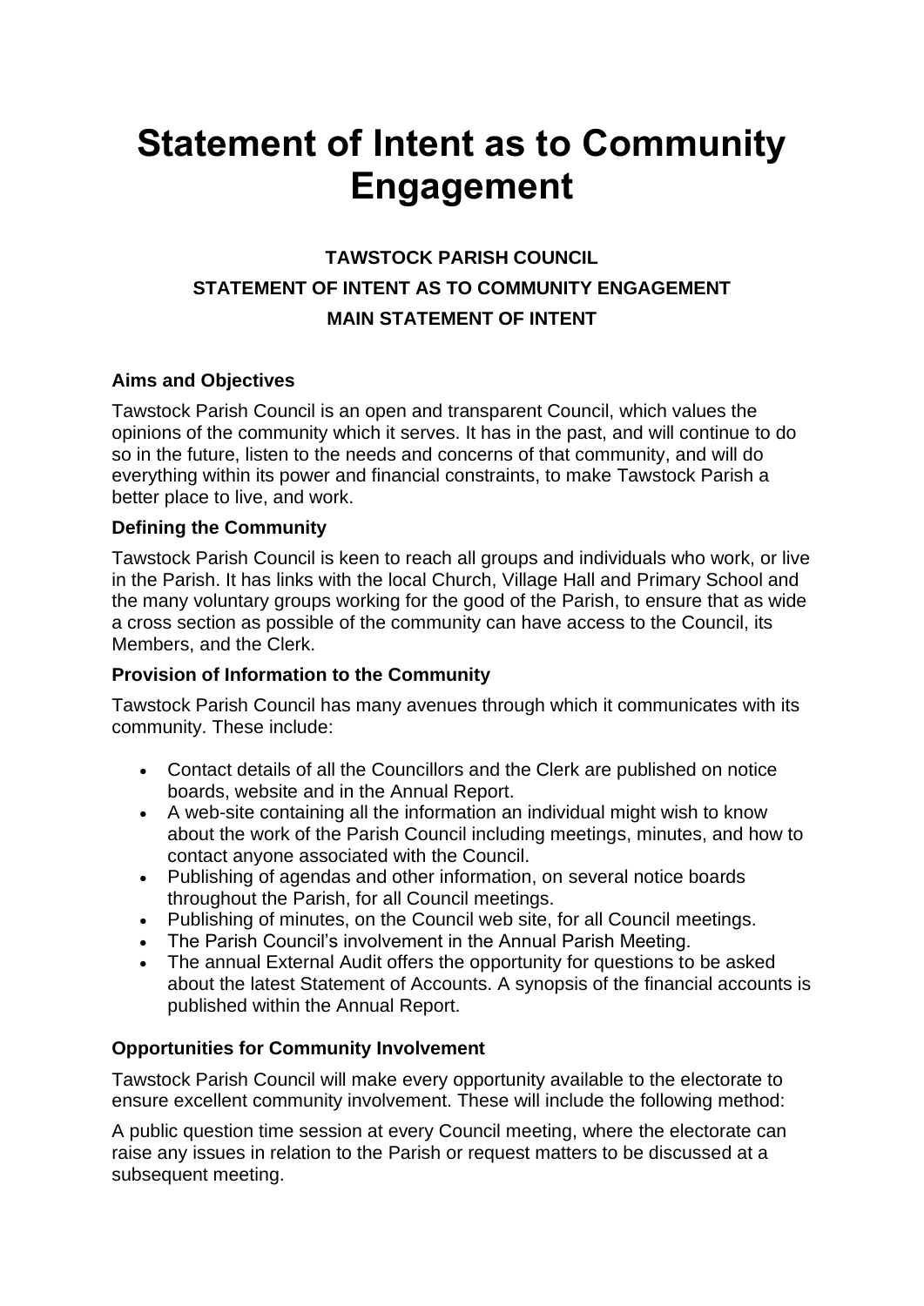# Statement of Intent as to Community Engagement

**TAWSTOCK PARISH COUNCIL**

**STATEMENT OF INTENT AS TO COMMUNITY ENGAGEMENT**

**MAIN STATEMENT OF INTENT**

### Aims and Objectives

Tawstock Parish Council is an open and transparent Council, which values the opinions of the community which it serves. It has in the past, and will continue to do so in the future, listen to the needs and concerns of that community, and will do everything within its power and financial constraints, to make Tawstock Parish a better place to live, and work.

### Defining the Community

Tawstock Parish Council is keen to reach all groups and individuals who work, or live in the Parish. It has links with the local Church, Village Hall and Primary School and the many voluntary groups working for the good of the Parish, to ensure that as wide a cross section as possible of the community can have access to the Council, its Members, and the Clerk.

### Provision of Information to the Community

Tawstock Parish Council has many avenues through which it communicates with its community. These include:

- Contact details of all the Councillors and the Clerk are published on notice boards, website and in the Annual Report.
- A web-site containing all the information an individual might wish to know about the work of the Parish Council including meetings, minutes, and how to contact anyone associated with the Council.
- Publishing of agendas and other information, on several notice boards throughout the Parish, for all Council meetings.
- Publishing of minutes, on the Council web site, for all Council meetings.
- The Parish Council's involvement in the Annual Parish Meeting.
- The annual External Audit offers the opportunity for questions to be asked about the latest Statement of Accounts. A synopsis of the financial accounts is published within the Annual Report.

### Opportunities for Community Involvement

Tawstock Parish Council will make every opportunity available to the electorate to ensure excellent community involvement. These will include the following method:

A public question time session at every Council meeting, where the electorate can raise any issues in relation to the Parish or request matters to be discussed at a subsequent meeting.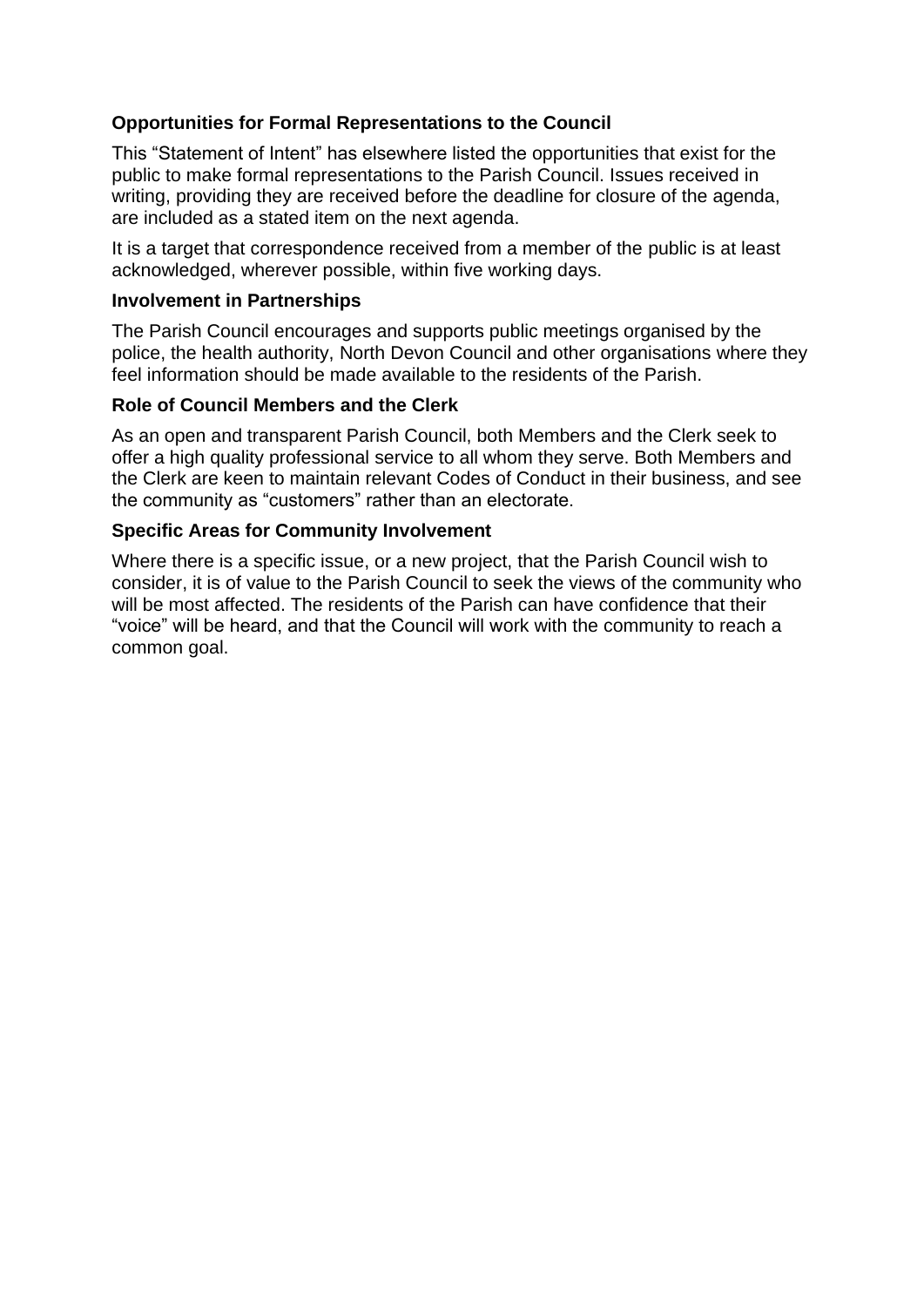**Opportunities for Formal Representations to the Council**

This "Statement of Intent" has elsewhere listed the opportunities that exist for the public to make formal representations to the Parish Council. Issues received in writing, providing they are received before the deadline for closure of the agenda, are included as a stated item on the next agenda.

It is a target that correspondence received from a member of the public is at least acknowledged, wherever possible, within five working days.

**Involvement in Partnerships**

The Parish Council encourages and supports public meetings organised by the police, the health authority, North Devon Council and other organisations where they feel information should be made available to the residents of the Parish.

**Role of Council Members and the Clerk**

As an open and transparent Parish Council, both Members and the Clerk seek to offer a high quality professional service to all whom they serve. Both Members and the Clerk are keen to maintain relevant Codes of Conduct in their business, and see the community as "customers" rather than an electorate.

**Specific Areas for Community Involvement**

Where there is a specific issue, or a new project, that the Parish Council wish to consider, it is of value to the Parish Council to seek the views of the community who will be most affected. The residents of the Parish can have confidence that their "voice" will be heard, and that the Council will work with the community to reach a common goal.